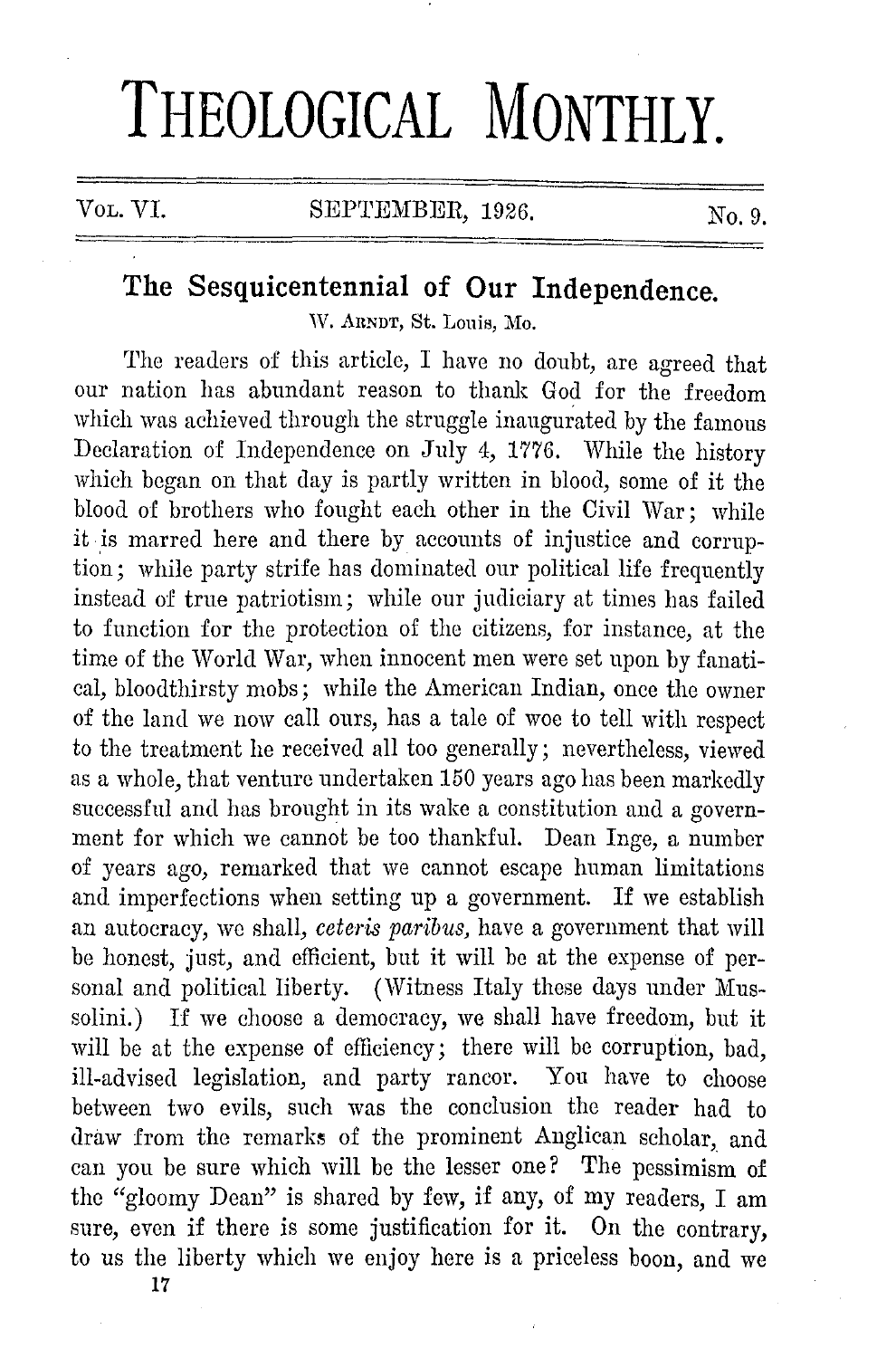# THEOLOGICAL MONTHLY.

Vol. VI. SEPTEMBER, 1926. No. 9.

## The Sesquicentennial of Our Independence.

W. Arndt, St. Louis, Mo.

The readers of this article, I have no doubt, are agreed that our nation has abundant reason to thank God for the freedom which was achieved through the struggle inaugurated by the famous Declaration of Independence on July 4, 1776. While the history which began on that day is partly written in blood, some of it the blood of brothers who fought each other in the Civil War; while it is marred here and there by accounts of injustice and corruption; while party strife has dominated our political life frequently instead of true patriotism; while our judiciary at times has failed to function for the protection of the citizens, for instance, at the time of the World War, when innocent men were set upon by fanatical, bloodthirsty mobs; while the American Indian, once the owner of the land we now call ours, has a tale of woe to tell with respect to the treatment he received all too generally; nevertheless, viewed as a whole, that venture undertaken 150 years ago has been markedly successful and has brought in its wake a constitution and a government for which we cannot be too thankful. Dean Inge, a number of years ago, remarked that we cannot escape human limitations and imperfections when setting up a government. If we establish an autocracy, we shall, *ceteris paribus*, have a government that will be honest, just, and efficient, but it will be at the expense of personal and political liberty. (Witness Italy these days under Mussolini.) If we choose a democracy, we shall have freedom, but it will be at the expense of efficiency; there will be corruption, bad, ill-advised legislation, and party rancor. You have to choose between two evils, such was the conclusion the reader had to draw from the remarks of the prominent Anglican scholar, and can you be sure which will be the lesser one? The pessimism of the "gloomy Dean" is shared by few, if any, of my readers, I am sure, even if there is some justification for it. On the contrary, to us the liberty which we enjoy here is a priceless boon, and we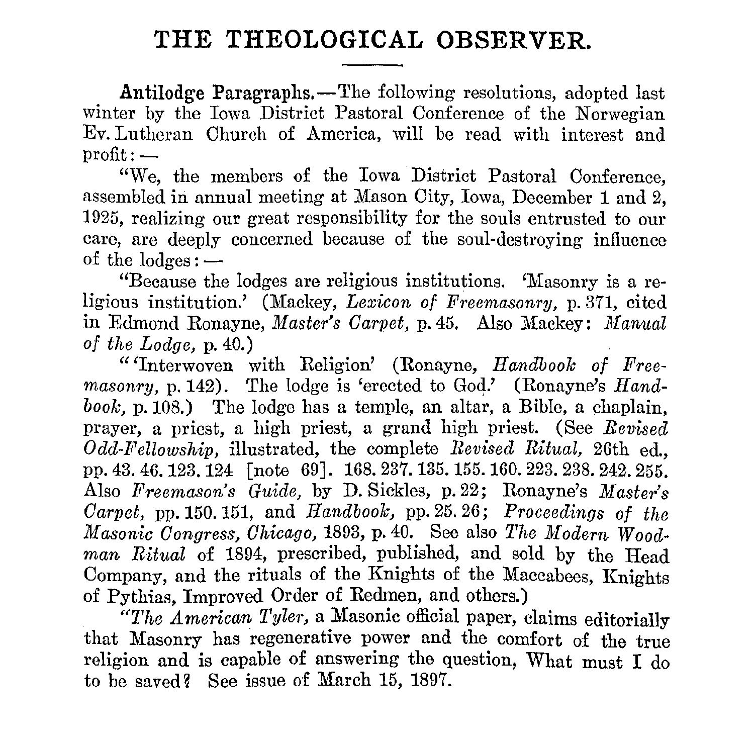# THE THEOLOGICAL OBSERVER.

**Antilodge Paragraphs.**—The following resolutions, adopted last winter by the Iowa District Pastoral Conference of the Norwegian Ev. Lutheran Church of America, will be read with interest and profit:—

"We, the members of the Iowa District Pastoral Conference, assembled in annual meeting at Mason City, Iowa, December 1 and 2, 1925, realizing our great responsibility for the souls entrusted to our care, are deeply concerned because of the soul-destroying influence of the lodges:—

"Because the lodges are religious institutions. 'Masonry is a religious institution.' (Mackey, *Lexicon of Freemasonry,* p. 371, cited in Edmond Ronayne, *Master's Carpet,* p. 45. Also Mackey: *Manual of the Lodge,* p. 40.)

"'Interwoven with Religion' (Ronayne, *Handbook of Freemasonry,* p. 142). The lodge is 'erected to God.' (Ronayne's *Handbook,* p. 108.) The lodge has a temple, an altar, a Bible, a chaplain, prayer, a priest, a high priest, a grand high priest. (See *Revised Odd-Fellowship,* illustrated, the complete *Revised Ritual,* 26th ed., pp. 43. 46. 123. 124 [note 69]. 168. 237. 135. 155. 160. 223. 238. 242. 255. Also *Freemason's Guide,* by D. Sickles, p. 22; Ronayne's *Master's Carpet,* pp. 150. 151, and *Handbook,* pp. 25. 26; *Proceedings of the Masonic Congress, Chicago,* 1893, p. 40. See also *The Modern Woodman Ritual* of 1894, prescribed, published, and sold by the Head Company, and the rituals of the Knights of the Maccabees, Knights of Pythias, Improved Order of Redmen, and others.)

"*The American Tyler,* a Masonic official paper, claims editorially that Masonry has regenerative power and the comfort of the true religion and is capable of answering the question, What must I do to be saved? See issue of March 15, 1897.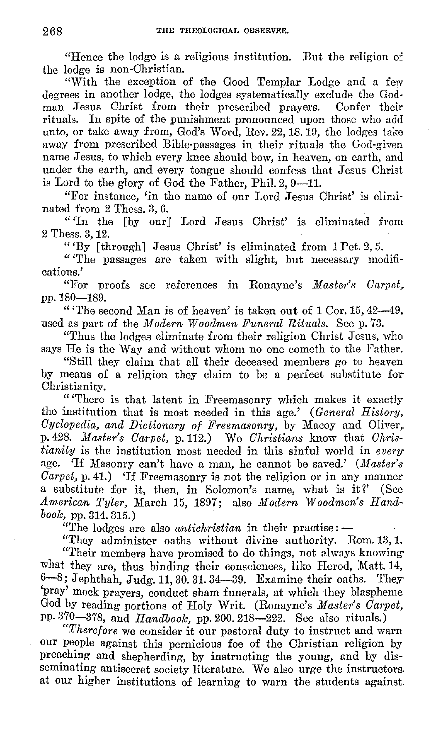"Hence the lodge is a religious institution. But the religion of the lodge is non-Christian.

"With the exception of the Good Templar Lodge and a few degrees in another lodge, the lodges systematically exclude the God-man Jesus Christ from their prescribed prayers. Confer their rituals. In spite of the punishment pronounced upon those who add unto, or take away from, God's Word, Rev. 22, 18. 19, the lodges take away from prescribed Bible-passages in their rituals the God-given name Jesus, to which every knee should bow, in heaven, on earth, and under the earth, and every tongue should confess that Jesus Christ is Lord to the glory of God the Father, Phil. 2, 9—11.

"For instance, 'in the name of our Lord Jesus Christ' is eliminated from 2 Thess. 3, 6.

"'In the [by our] Lord Jesus Christ' is eliminated from 2 Thess. 3, 12.

"'By [through] Jesus Christ' is eliminated from 1 Pet. 2, 5.

"'The passages are taken with slight, but necessary modifications.'

"For proofs see references in Ronayne's *Master's Carpet*, pp. 180—189.

"'The second Man is of heaven' is taken out of 1 Cor. 15, 42—49, used as part of the *Modern Woodmen Funeral Rituals*. See p. 73.

"Thus the lodges eliminate from their religion Christ Jesus, who says He is the Way and without whom no one cometh to the Father.

"Still they claim that all their deceased members go to heaven by means of a religion they claim to be a perfect substitute for Christianity.

"'There is that latent in Freemasonry which makes it exactly the institution that is most needed in this age.' (*General History, Cyclopedia, and Dictionary of Freemasonry*, by Macoy and Oliver, p. 428. *Master's Carpet*, p. 112.) We *Christians* know that *Christianity* is the institution most needed in this sinful world in *every* age. 'If Masonry can't have a man, he cannot be saved.' (*Master's Carpet*, p. 41.) 'If Freemasonry is not the religion or in any manner a substitute for it, then, in Solomon's name, what is it?' (See *American Tyler*, March 15, 1897; also *Modern Woodmen's Handbook*, pp. 314. 315.)

"The lodges are also *antichristian* in their practise: —

"They administer oaths without divine authority. Rom. 13, 1.

"Their members have promised to do things, not always knowing what they are, thus binding their consciences, like Herod, Matt. 14, 6—8; Jephthah, Judg. 11, 30. 31. 34—39. Examine their oaths. They 'pray' mock prayers, conduct sham funerals, at which they blaspheme God by reading portions of Holy Writ. (Ronayne's *Master's Carpet*, pp. 370—378, and *Handbook*, pp. 200. 218—222. See also rituals.)

"*Therefore* we consider it our pastoral duty to instruct and warn our people against this pernicious foe of the Christian religion by preaching and shepherding, by instructing the young, and by disseminating antisecret society literature. We also urge the instructors at our higher institutions of learning to warn the students against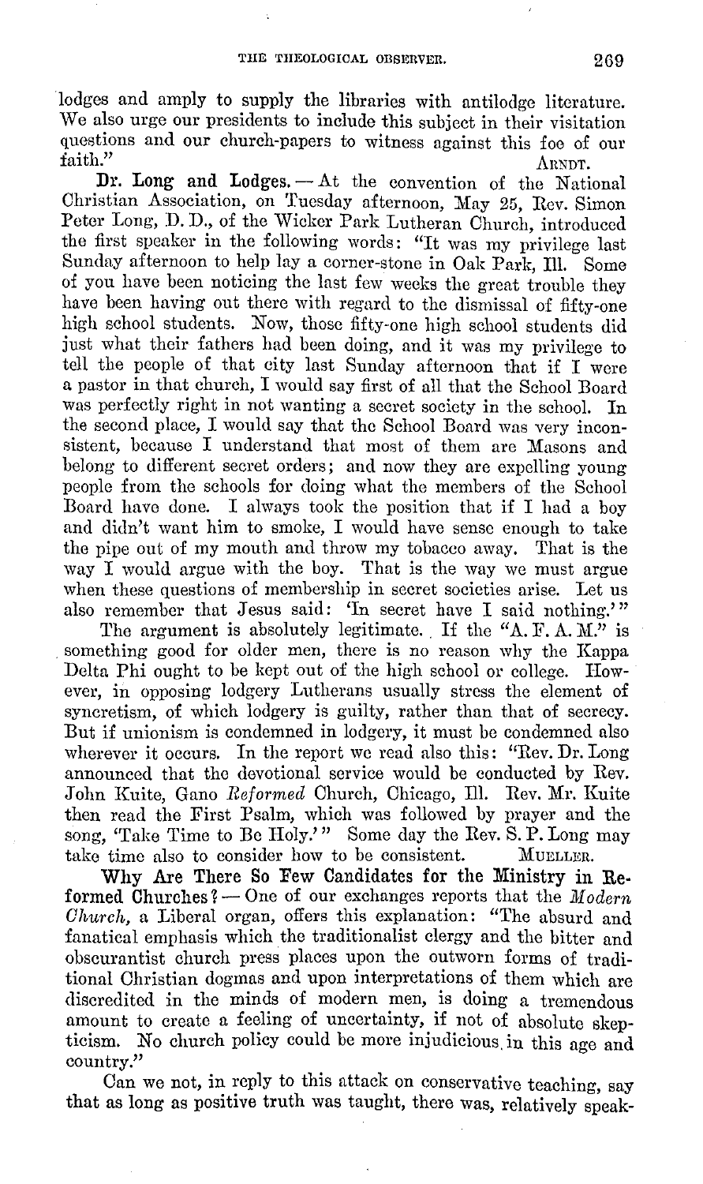lodges and amply to supply the libraries with antilodge literature. We also urge our presidents to include this subject in their visitation questions and our church-papers to witness against this foe of our faith."

ARNDT.

**Dr. Long and Lodges.** — At the convention of the National Christian Association, on Tuesday afternoon, May 25, Rev. Simon Peter Long, D. D., of the Wicker Park Lutheran Church, introduced the first speaker in the following words: "It was my privilege last Sunday afternoon to help lay a corner-stone in Oak Park, Ill. Some of you have been noticing the last few weeks the great trouble they have been having out there with regard to the dismissal of fifty-one high school students. Now, those fifty-one high school students did just what their fathers had been doing, and it was my privilege to tell the people of that city last Sunday afternoon that if I were a pastor in that church, I would say first of all that the School Board was perfectly right in not wanting a secret society in the school. In the second place, I would say that the School Board was very inconsistent, because I understand that most of them are Masons and belong to different secret orders; and now they are expelling young people from the schools for doing what the members of the School Board have done. I always took the position that if I had a boy and didn't want him to smoke, I would have sense enough to take the pipe out of my mouth and throw my tobacco away. That is the way I would argue with the boy. That is the way we must argue when these questions of membership in secret societies arise. Let us also remember that Jesus said: 'In secret have I said nothing.'"

The argument is absolutely legitimate. If the "A. F. A. M." is something good for older men, there is no reason why the Kappa Delta Phi ought to be kept out of the high school or college. However, in opposing lodgery Lutherans usually stress the element of syncretism, of which lodgery is guilty, rather than that of secrecy. But if unionism is condemned in lodgery, it must be condemned also wherever it occurs. In the report we read also this: "Rev. Dr. Long announced that the devotional service would be conducted by Rev. John Kuite, Gano *Reformed* Church, Chicago, Ill. Rev. Mr. Kuite then read the First Psalm, which was followed by prayer and the song, 'Take Time to Be Holy.'" Some day the Rev. S. P. Long may take time also to consider how to be consistent.

MUELLER.

**Why Are There So Few Candidates for the Ministry in Reformed Churches?** — One of our exchanges reports that the *Modern Church*, a Liberal organ, offers this explanation: "The absurd and fanatical emphasis which the traditionalist clergy and the bitter and obscurantist church press places upon the outworn forms of traditional Christian dogmas and upon interpretations of them which are discredited in the minds of modern men, is doing a tremendous amount to create a feeling of uncertainty, if not of absolute skepticism. No church policy could be more injudicious in this age and country."

Can we not, in reply to this attack on conservative teaching, say that as long as positive truth was taught, there was, relatively speak-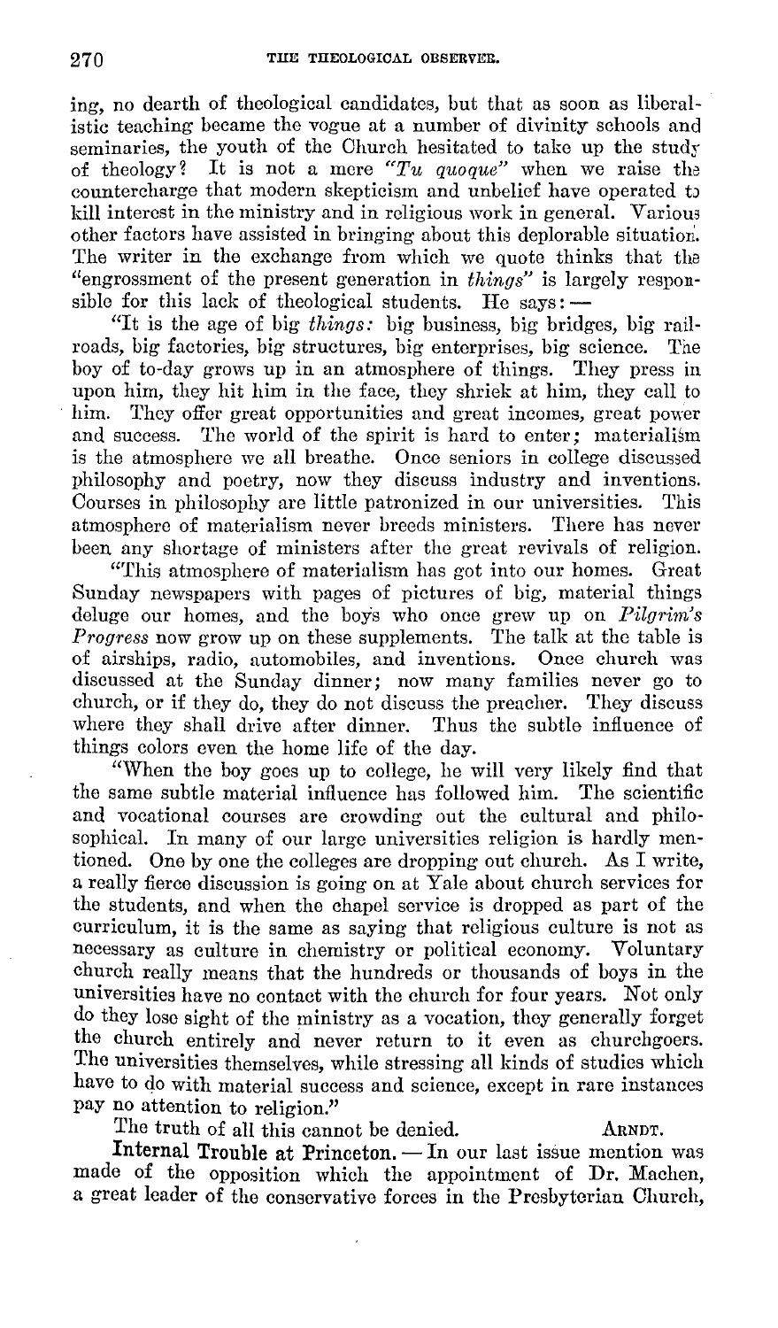ing, no dearth of theological candidates, but that as soon as liberalistic teaching became the vogue at a number of divinity schools and seminaries, the youth of the Church hesitated to take up the study of theology? It is not a mere *"Tu quoque"* when we raise the countercharge that modern skepticism and unbelief have operated to kill interest in the ministry and in religious work in general. Various other factors have assisted in bringing about this deplorable situation. The writer in the exchange from which we quote thinks that the "engrossment of the present generation in *things*" is largely responsible for this lack of theological students. He says: —

"It is the age of big *things:* big business, big bridges, big railroads, big factories, big structures, big enterprises, big science. The boy of to-day grows up in an atmosphere of things. They press in upon him, they hit him in the face, they shriek at him, they call to him. They offer great opportunities and great incomes, great power and success. The world of the spirit is hard to enter; materialism is the atmosphere we all breathe. Once seniors in college discussed philosophy and poetry, now they discuss industry and inventions. Courses in philosophy are little patronized in our universities. This atmosphere of materialism never breeds ministers. There has never been any shortage of ministers after the great revivals of religion.

"This atmosphere of materialism has got into our homes. Great Sunday newspapers with pages of pictures of big, material things deluge our homes, and the boys who once grew up on *Pilgrim's Progress* now grow up on these supplements. The talk at the table is of airships, radio, automobiles, and inventions. Once church was discussed at the Sunday dinner; now many families never go to church, or if they do, they do not discuss the preacher. They discuss where they shall drive after dinner. Thus the subtle influence of things colors even the home life of the day.

"When the boy goes up to college, he will very likely find that the same subtle material influence has followed him. The scientific and vocational courses are crowding out the cultural and philosophical. In many of our large universities religion is hardly mentioned. One by one the colleges are dropping out church. As I write, a really fierce discussion is going on at Yale about church services for the students, and when the chapel service is dropped as part of the curriculum, it is the same as saying that religious culture is not as necessary as culture in chemistry or political economy. Voluntary church really means that the hundreds or thousands of boys in the universities have no contact with the church for four years. Not only do they lose sight of the ministry as a vocation, they generally forget the church entirely and never return to it even as churchgoers. The universities themselves, while stressing all kinds of studies which have to do with material success and science, except in rare instances pay no attention to religion."

The truth of all this cannot be denied. ARNDT.

**Internal Trouble at Princeton.** — In our last issue mention was made of the opposition which the appointment of Dr. Machen, a great leader of the conservative forces in the Presbyterian Church,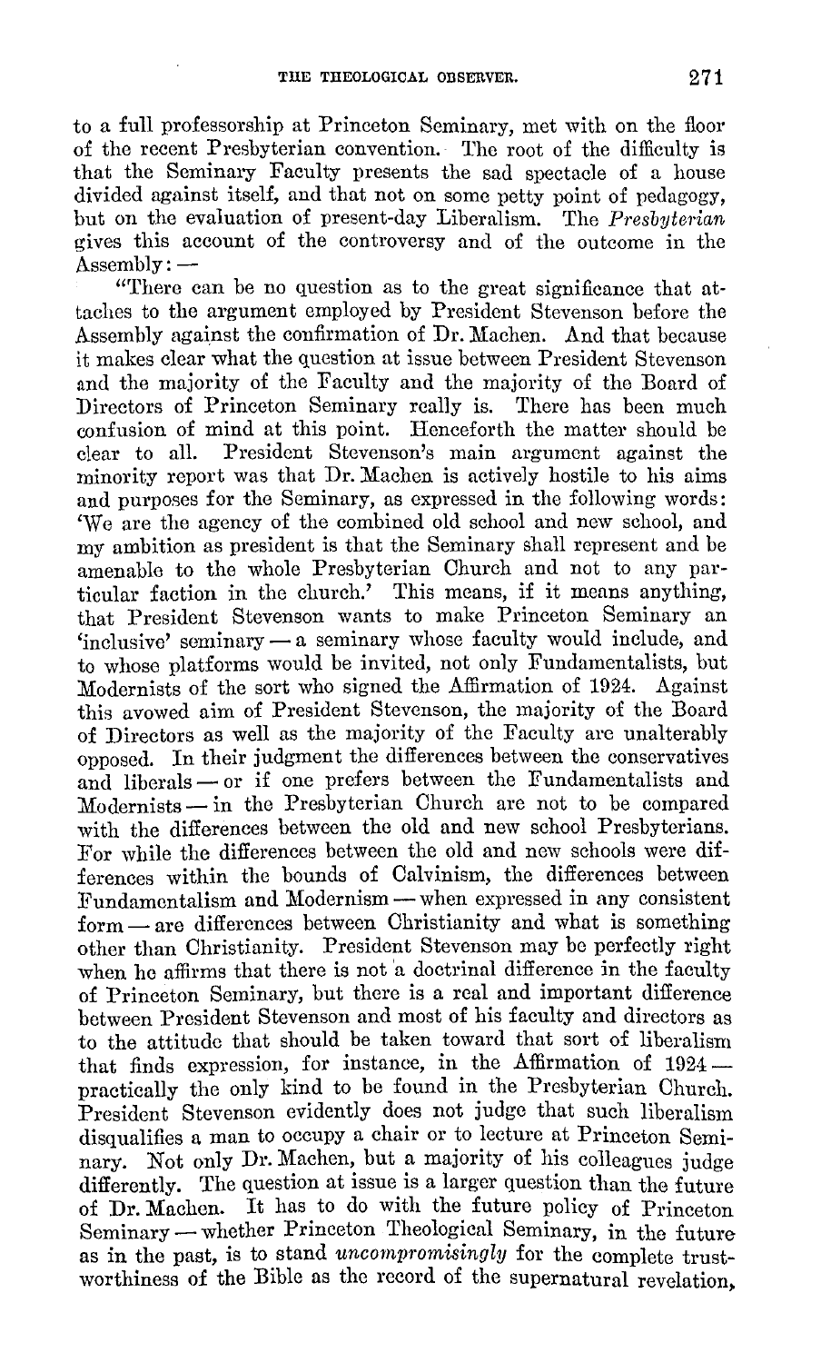to a full professorship at Princeton Seminary, met with on the floor of the recent Presbyterian convention. The root of the difficulty is that the Seminary Faculty presents the sad spectacle of a house divided against itself, and that not on some petty point of pedagogy, but on the evaluation of present-day Liberalism. The *Presbyterian* gives this account of the controversy and of the outcome in the Assembly: —

"There can be no question as to the great significance that attaches to the argument employed by President Stevenson before the Assembly against the confirmation of Dr. Machen. And that because it makes clear what the question at issue between President Stevenson and the majority of the Faculty and the majority of the Board of Directors of Princeton Seminary really is. There has been much confusion of mind at this point. Henceforth the matter should be clear to all. President Stevenson's main argument against the minority report was that Dr. Machen is actively hostile to his aims and purposes for the Seminary, as expressed in the following words: 'We are the agency of the combined old school and new school, and my ambition as president is that the Seminary shall represent and be amenable to the whole Presbyterian Church and not to any particular faction in the church.' This means, if it means anything, that President Stevenson wants to make Princeton Seminary an 'inclusive' seminary — a seminary whose faculty would include, and to whose platforms would be invited, not only Fundamentalists, but Modernists of the sort who signed the Affirmation of 1924. Against this avowed aim of President Stevenson, the majority of the Board of Directors as well as the majority of the Faculty are unalterably opposed. In their judgment the differences between the conservatives and liberals — or if one prefers between the Fundamentalists and Modernists — in the Presbyterian Church are not to be compared with the differences between the old and new school Presbyterians. For while the differences between the old and new schools were differences within the bounds of Calvinism, the differences between Fundamentalism and Modernism — when expressed in any consistent form — are differences between Christianity and what is something other than Christianity. President Stevenson may be perfectly right when he affirms that there is not a doctrinal difference in the faculty of Princeton Seminary, but there is a real and important difference between President Stevenson and most of his faculty and directors as to the attitude that should be taken toward that sort of liberalism that finds expression, for instance, in the Affirmation of 1924 — practically the only kind to be found in the Presbyterian Church. President Stevenson evidently does not judge that such liberalism disqualifies a man to occupy a chair or to lecture at Princeton Seminary. Not only Dr. Machen, but a majority of his colleagues judge differently. The question at issue is a larger question than the future of Dr. Machen. It has to do with the future policy of Princeton Seminary — whether Princeton Theological Seminary, in the future as in the past, is to stand *uncompromisingly* for the complete trustworthiness of the Bible as the record of the supernatural revelation,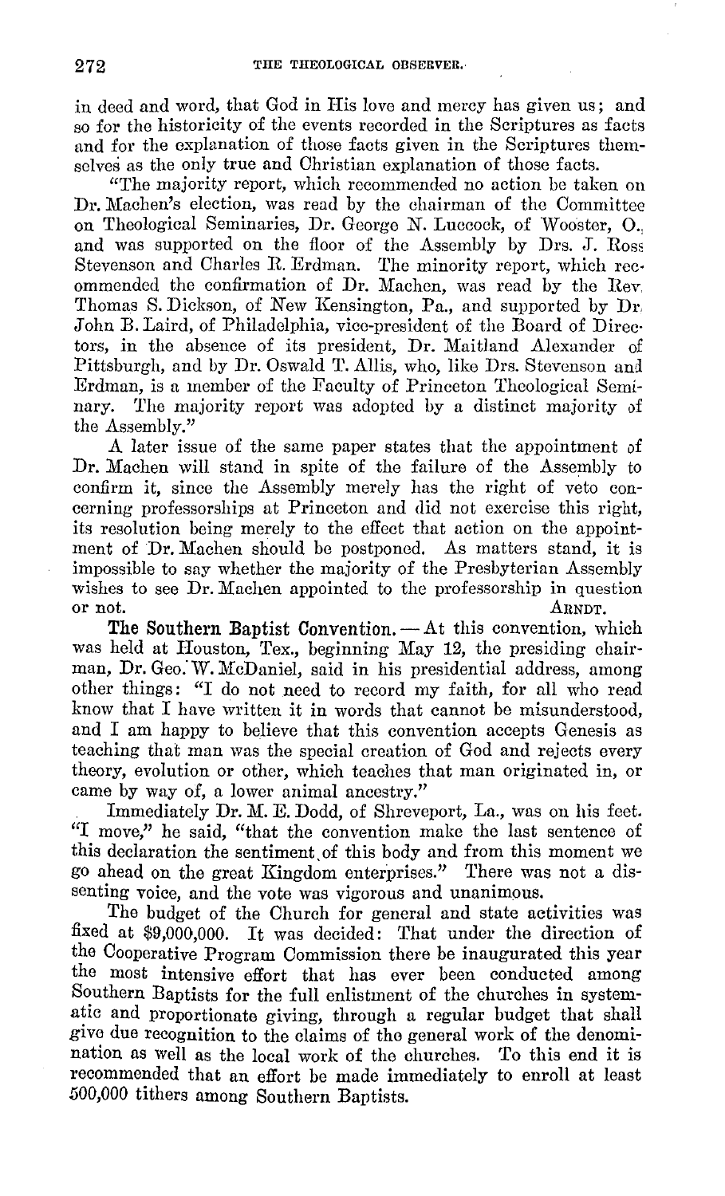in deed and word, that God in His love and mercy has given us; and so for the historicity of the events recorded in the Scriptures as facts and for the explanation of those facts given in the Scriptures themselves as the only true and Christian explanation of those facts.

"The majority report, which recommended no action be taken on Dr. Machen's election, was read by the chairman of the Committee on Theological Seminaries, Dr. George N. Luccock, of Wooster, O., and was supported on the floor of the Assembly by Drs. J. Ross Stevenson and Charles R. Erdman. The minority report, which recommended the confirmation of Dr. Machen, was read by the Rev. Thomas S. Dickson, of New Kensington, Pa., and supported by Dr. John B. Laird, of Philadelphia, vice-president of the Board of Directors, in the absence of its president, Dr. Maitland Alexander of Pittsburgh, and by Dr. Oswald T. Allis, who, like Drs. Stevenson and Erdman, is a member of the Faculty of Princeton Theological Seminary. The majority report was adopted by a distinct majority of the Assembly."

A later issue of the same paper states that the appointment of Dr. Machen will stand in spite of the failure of the Assembly to confirm it, since the Assembly merely has the right of veto concerning professorships at Princeton and did not exercise this right, its resolution being merely to the effect that action on the appointment of Dr. Machen should be postponed. As matters stand, it is impossible to say whether the majority of the Presbyterian Assembly wishes to see Dr. Machen appointed to the professorship in question or not. ARNDT.

**The Southern Baptist Convention.** — At this convention, which was held at Houston, Tex., beginning May 12, the presiding chairman, Dr. Geo. W. McDaniel, said in his presidential address, among other things: "I do not need to record my faith, for all who read know that I have written it in words that cannot be misunderstood, and I am happy to believe that this convention accepts Genesis as teaching that man was the special creation of God and rejects every theory, evolution or other, which teaches that man originated in, or came by way of, a lower animal ancestry."

Immediately Dr. M. E. Dodd, of Shreveport, La., was on his feet. "I move," he said, "that the convention make the last sentence of this declaration the sentiment of this body and from this moment we go ahead on the great Kingdom enterprises." There was not a dissenting voice, and the vote was vigorous and unanimous.

The budget of the Church for general and state activities was fixed at $9,000,000. It was decided: That under the direction of the Cooperative Program Commission there be inaugurated this year the most intensive effort that has ever been conducted among Southern Baptists for the full enlistment of the churches in systematic and proportionate giving, through a regular budget that shall give due recognition to the claims of the general work of the denomination as well as the local work of the churches. To this end it is recommended that an effort be made immediately to enroll at least 500,000 tithers among Southern Baptists.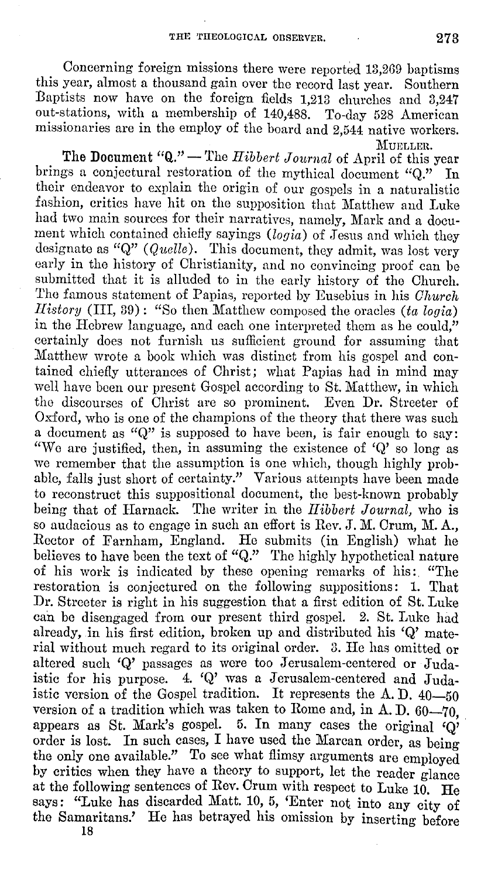Concerning foreign missions there were reported 13,269 baptisms this year, almost a thousand gain over the record last year. Southern Baptists now have on the foreign fields 1,213 churches and 3,247 out-stations, with a membership of 140,488. To-day 528 American missionaries are in the employ of the board and 2,544 native workers.

MUELLER.

**The Document "Q."** — The *Hibbert Journal* of April of this year brings a conjectural restoration of the mythical document "Q." In their endeavor to explain the origin of our gospels in a naturalistic fashion, critics have hit on the supposition that Matthew and Luke had two main sources for their narratives, namely, Mark and a document which contained chiefly sayings (*logia*) of Jesus and which they designate as "Q" (*Quelle*). This document, they admit, was lost very early in the history of Christianity, and no convincing proof can be submitted that it is alluded to in the early history of the Church. The famous statement of Papias, reported by Eusebius in his *Church History* (III, 39): "So then Matthew composed the oracles (*ta logia*) in the Hebrew language, and each one interpreted them as he could," certainly does not furnish us sufficient ground for assuming that Matthew wrote a book which was distinct from his gospel and contained chiefly utterances of Christ; what Papias had in mind may well have been our present Gospel according to St. Matthew, in which the discourses of Christ are so prominent. Even Dr. Streeter of Oxford, who is one of the champions of the theory that there was such a document as "Q" is supposed to have been, is fair enough to say: "We are justified, then, in assuming the existence of 'Q' so long as we remember that the assumption is one which, though highly probable, falls just short of certainty." Various attempts have been made to reconstruct this suppositional document, the best-known probably being that of Harnack. The writer in the *Hibbert Journal*, who is so audacious as to engage in such an effort is Rev. J. M. Crum, M. A., Rector of Farnham, England. He submits (in English) what he believes to have been the text of "Q." The highly hypothetical nature of his work is indicated by these opening remarks of his: "The restoration is conjectured on the following suppositions: 1. That Dr. Streeter is right in his suggestion that a first edition of St. Luke can be disengaged from our present third gospel. 2. St. Luke had already, in his first edition, broken up and distributed his 'Q' material without much regard to its original order. 3. He has omitted or altered such 'Q' passages as were too Jerusalem-centered or Judaistic for his purpose. 4. 'Q' was a Jerusalem-centered and Judaistic version of the Gospel tradition. It represents the A. D. 40—50 version of a tradition which was taken to Rome and, in A. D. 60—70, appears as St. Mark's gospel. 5. In many cases the original 'Q' order is lost. In such cases, I have used the Marcan order, as being the only one available." To see what flimsy arguments are employed by critics when they have a theory to support, let the reader glance at the following sentences of Rev. Crum with respect to Luke 10. He says: "Luke has discarded Matt. 10, 5, 'Enter not into any city of the Samaritans.' He has betrayed his omission by inserting before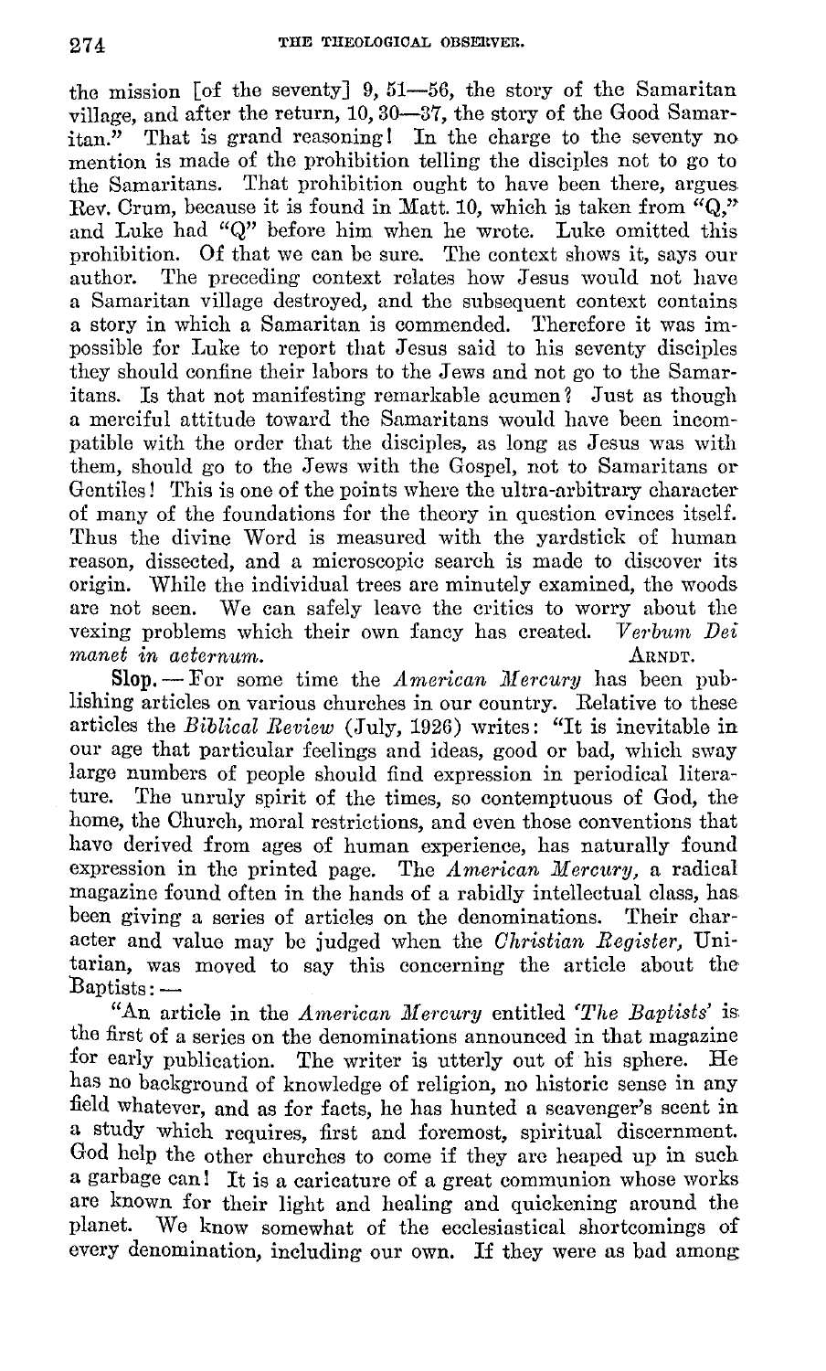the mission [of the seventy] 9, 51—56, the story of the Samaritan village, and after the return, 10, 30—37, the story of the Good Samaritan." That is grand reasoning! In the charge to the seventy no mention is made of the prohibition telling the disciples not to go to the Samaritans. That prohibition ought to have been there, argues Rev. Crum, because it is found in Matt. 10, which is taken from "Q," and Luke had "Q" before him when he wrote. Luke omitted this prohibition. Of that we can be sure. The context shows it, says our author. The preceding context relates how Jesus would not have a Samaritan village destroyed, and the subsequent context contains a story in which a Samaritan is commended. Therefore it was impossible for Luke to report that Jesus said to his seventy disciples they should confine their labors to the Jews and not go to the Samaritans. Is that not manifesting remarkable acumen? Just as though a merciful attitude toward the Samaritans would have been incompatible with the order that the disciples, as long as Jesus was with them, should go to the Jews with the Gospel, not to Samaritans or Gentiles! This is one of the points where the ultra-arbitrary character of many of the foundations for the theory in question evinces itself. Thus the divine Word is measured with the yardstick of human reason, dissected, and a microscopic search is made to discover its origin. While the individual trees are minutely examined, the woods are not seen. We can safely leave the critics to worry about the vexing problems which their own fancy has created. *Verbum Dei manet in aeternum.*

ARNDT.

**Slop.** — For some time the *American Mercury* has been publishing articles on various churches in our country. Relative to these articles the *Biblical Review* (July, 1926) writes: "It is inevitable in our age that particular feelings and ideas, good or bad, which sway large numbers of people should find expression in periodical literature. The unruly spirit of the times, so contemptuous of God, the home, the Church, moral restrictions, and even those conventions that have derived from ages of human experience, has naturally found expression in the printed page. The *American Mercury*, a radical magazine found often in the hands of a rabidly intellectual class, has been giving a series of articles on the denominations. Their character and value may be judged when the *Christian Register*, Unitarian, was moved to say this concerning the article about the Baptists: —

"An article in the *American Mercury* entitled '*The Baptists*' is the first of a series on the denominations announced in that magazine for early publication. The writer is utterly out of his sphere. He has no background of knowledge of religion, no historic sense in any field whatever, and as for facts, he has hunted a scavenger's scent in a study which requires, first and foremost, spiritual discernment. God help the other churches to come if they are heaped up in such a garbage can! It is a caricature of a great communion whose works are known for their light and healing and quickening around the planet. We know somewhat of the ecclesiastical shortcomings of every denomination, including our own. If they were as bad among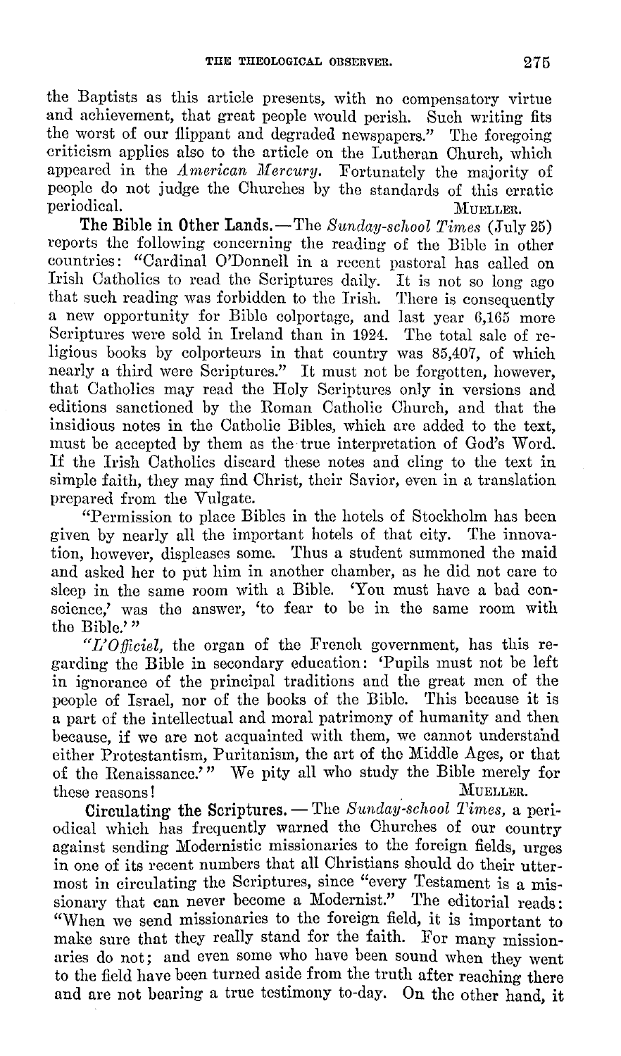the Baptists as this article presents, with no compensatory virtue and achievement, that great people would perish. Such writing fits the worst of our flippant and degraded newspapers." The foregoing criticism applies also to the article on the Lutheran Church, which appeared in the *American Mercury*. Fortunately the majority of people do not judge the Churches by the standards of this erratic periodical. MUELLER.

**The Bible in Other Lands.**—The *Sunday-school Times* (July 25) reports the following concerning the reading of the Bible in other countries: "Cardinal O'Donnell in a recent pastoral has called on Irish Catholics to read the Scriptures daily. It is not so long ago that such reading was forbidden to the Irish. There is consequently a new opportunity for Bible colportage, and last year 6,165 more Scriptures were sold in Ireland than in 1924. The total sale of religious books by colporteurs in that country was 85,407, of which nearly a third were Scriptures." It must not be forgotten, however, that Catholics may read the Holy Scriptures only in versions and editions sanctioned by the Roman Catholic Church, and that the insidious notes in the Catholic Bibles, which are added to the text, must be accepted by them as the true interpretation of God's Word. If the Irish Catholics discard these notes and cling to the text in simple faith, they may find Christ, their Savior, even in a translation prepared from the Vulgate.

"Permission to place Bibles in the hotels of Stockholm has been given by nearly all the important hotels of that city. The innovation, however, displeases some. Thus a student summoned the maid and asked her to put him in another chamber, as he did not care to sleep in the same room with a Bible. 'You must have a bad conscience,' was the answer, 'to fear to be in the same room with the Bible.'"

"*L'Officiel*, the organ of the French government, has this regarding the Bible in secondary education: 'Pupils must not be left in ignorance of the principal traditions and the great men of the people of Israel, nor of the books of the Bible. This because it is a part of the intellectual and moral patrimony of humanity and then because, if we are not acquainted with them, we cannot understand either Protestantism, Puritanism, the art of the Middle Ages, or that of the Renaissance.'" We pity all who study the Bible merely for these reasons! MUELLER.

**Circulating the Scriptures.** — The *Sunday-school Times*, a periodical which has frequently warned the Churches of our country against sending Modernistic missionaries to the foreign fields, urges in one of its recent numbers that all Christians should do their uttermost in circulating the Scriptures, since "every Testament is a missionary that can never become a Modernist." The editorial reads: "When we send missionaries to the foreign field, it is important to make sure that they really stand for the faith. For many missionaries do not; and even some who have been sound when they went to the field have been turned aside from the truth after reaching there and are not bearing a true testimony to-day. On the other hand, it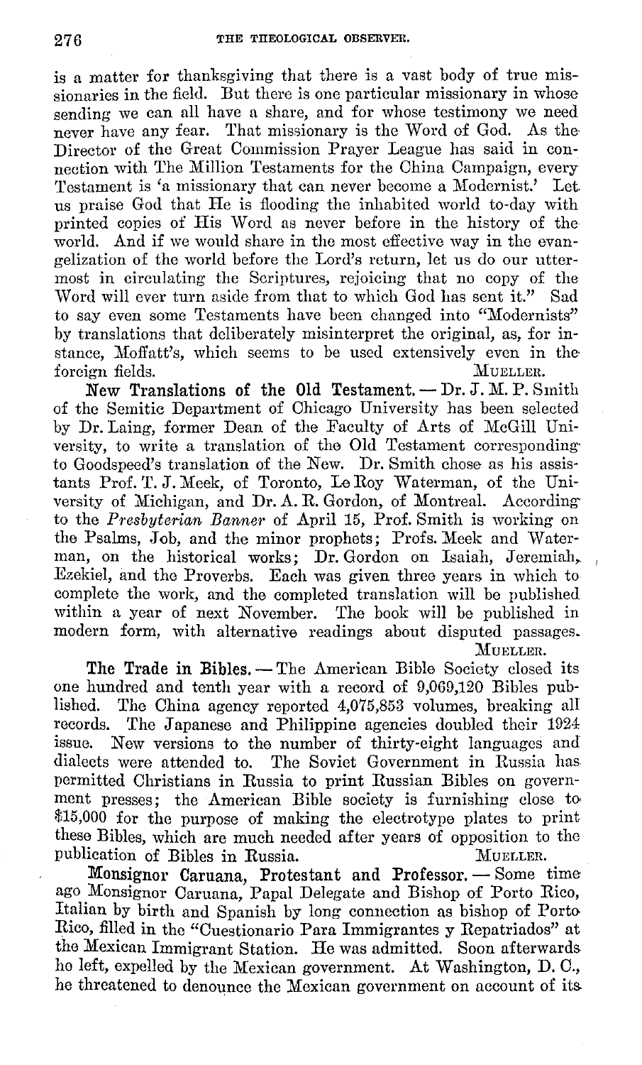is a matter for thanksgiving that there is a vast body of true missionaries in the field. But there is one particular missionary in whose sending we can all have a share, and for whose testimony we need never have any fear. That missionary is the Word of God. As the Director of the Great Commission Prayer League has said in connection with The Million Testaments for the China Campaign, every Testament is 'a missionary that can never become a Modernist.' Let us praise God that He is flooding the inhabited world to-day with printed copies of His Word as never before in the history of the world. And if we would share in the most effective way in the evangelization of the world before the Lord's return, let us do our uttermost in circulating the Scriptures, rejoicing that no copy of the Word will ever turn aside from that to which God has sent it." Sad to say even some Testaments have been changed into "Modernists" by translations that deliberately misinterpret the original, as, for instance, Moffatt's, which seems to be used extensively even in the foreign fields. MUELLER.

**New Translations of the Old Testament.** — Dr. J. M. P. Smith of the Semitic Department of Chicago University has been selected by Dr. Laing, former Dean of the Faculty of Arts of McGill University, to write a translation of the Old Testament corresponding to Goodspeed's translation of the New. Dr. Smith chose as his assistants Prof. T. J. Meek, of Toronto, Le Roy Waterman, of the University of Michigan, and Dr. A. R. Gordon, of Montreal. According to the *Presbyterian Banner* of April 15, Prof. Smith is working on the Psalms, Job, and the minor prophets; Profs. Meek and Waterman, on the historical works; Dr. Gordon on Isaiah, Jeremiah, Ezekiel, and the Proverbs. Each was given three years in which to complete the work, and the completed translation will be published within a year of next November. The book will be published in modern form, with alternative readings about disputed passages. MUELLER.

**The Trade in Bibles.** — The American Bible Society closed its one hundred and tenth year with a record of 9,069,120 Bibles published. The China agency reported 4,075,853 volumes, breaking all records. The Japanese and Philippine agencies doubled their 1924 issue. New versions to the number of thirty-eight languages and dialects were attended to. The Soviet Government in Russia has permitted Christians in Russia to print Russian Bibles on government presses; the American Bible society is furnishing close to $15,000 for the purpose of making the electrotype plates to print these Bibles, which are much needed after years of opposition to the publication of Bibles in Russia. MUELLER.

**Monsignor Caruana, Protestant and Professor.** — Some time ago Monsignor Caruana, Papal Delegate and Bishop of Porto Rico, Italian by birth and Spanish by long connection as bishop of Porto Rico, filled in the "Cuestionario Para Immigrantes y Repatriados" at the Mexican Immigrant Station. He was admitted. Soon afterwards he left, expelled by the Mexican government. At Washington, D. C., he threatened to denounce the Mexican government on account of its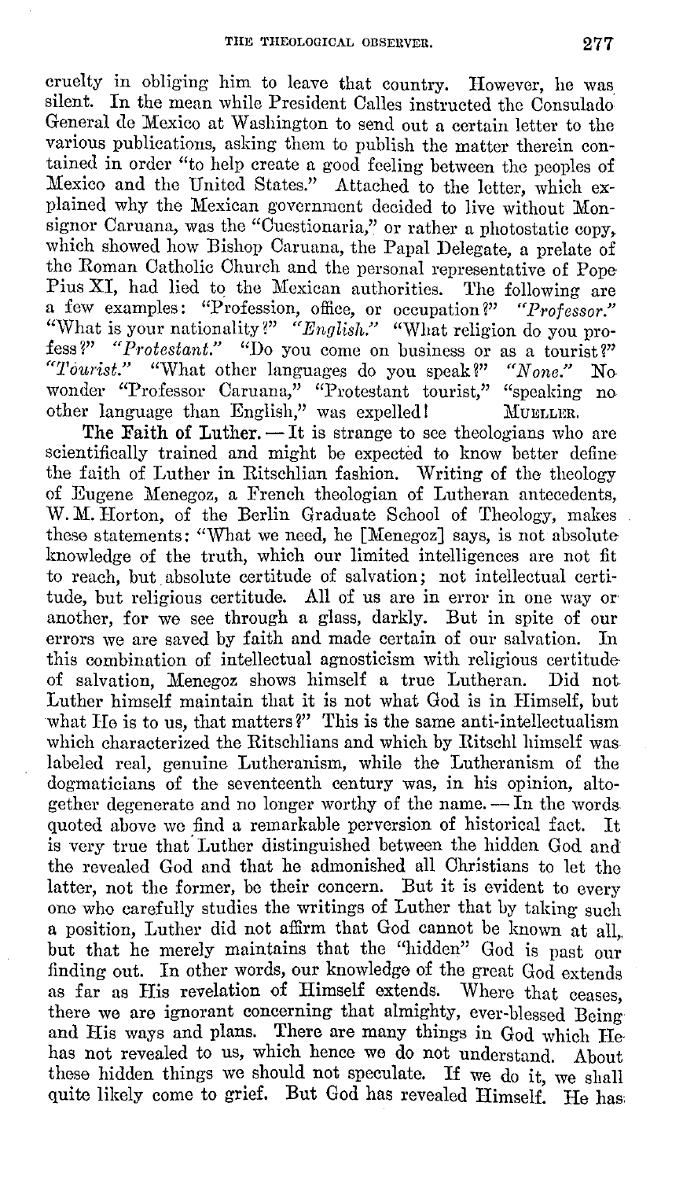cruelty in obliging him to leave that country. However, he was silent. In the mean while President Calles instructed the Consulado General de Mexico at Washington to send out a certain letter to the various publications, asking them to publish the matter therein contained in order "to help create a good feeling between the peoples of Mexico and the United States." Attached to the letter, which explained why the Mexican government decided to live without Monsignor Caruana, was the "Cuestionaria," or rather a photostatic copy, which showed how Bishop Caruana, the Papal Delegate, a prelate of the Roman Catholic Church and the personal representative of Pope Pius XI, had lied to the Mexican authorities. The following are a few examples: "Profession, office, or occupation?" *"Professor."* "What is your nationality?" *"English."* "What religion do you profess?" *"Protestant."* "Do you come on business or as a tourist?" *"Tourist."* "What other languages do you speak?" *"None."* No wonder "Professor Caruana," "Protestant tourist," "speaking no other language than English," was expelled! MUELLER.

**The Faith of Luther.** — It is strange to see theologians who are scientifically trained and might be expected to know better define the faith of Luther in Ritschlian fashion. Writing of the theology of Eugene Menegoz, a French theologian of Lutheran antecedents, W. M. Horton, of the Berlin Graduate School of Theology, makes these statements: "What we need, he [Menegoz] says, is not absolute knowledge of the truth, which our limited intelligences are not fit to reach, but absolute certitude of salvation; not intellectual certitude, but religious certitude. All of us are in error in one way or another, for we see through a glass, darkly. But in spite of our errors we are saved by faith and made certain of our salvation. In this combination of intellectual agnosticism with religious certitude of salvation, Menegoz shows himself a true Lutheran. Did not Luther himself maintain that it is not what God is in Himself, but what He is to us, that matters?" This is the same anti-intellectualism which characterized the Ritschlians and which by Ritschl himself was labeled real, genuine Lutheranism, while the Lutheranism of the dogmaticians of the seventeenth century was, in his opinion, altogether degenerate and no longer worthy of the name. — In the words quoted above we find a remarkable perversion of historical fact. It is very true that Luther distinguished between the hidden God and the revealed God and that he admonished all Christians to let the latter, not the former, be their concern. But it is evident to every one who carefully studies the writings of Luther that by taking such a position, Luther did not affirm that God cannot be known at all, but that he merely maintains that the "hidden" God is past our finding out. In other words, our knowledge of the great God extends as far as His revelation of Himself extends. Where that ceases, there we are ignorant concerning that almighty, ever-blessed Being and His ways and plans. There are many things in God which He has not revealed to us, which hence we do not understand. About these hidden things we should not speculate. If we do it, we shall quite likely come to grief. But God has revealed Himself. He has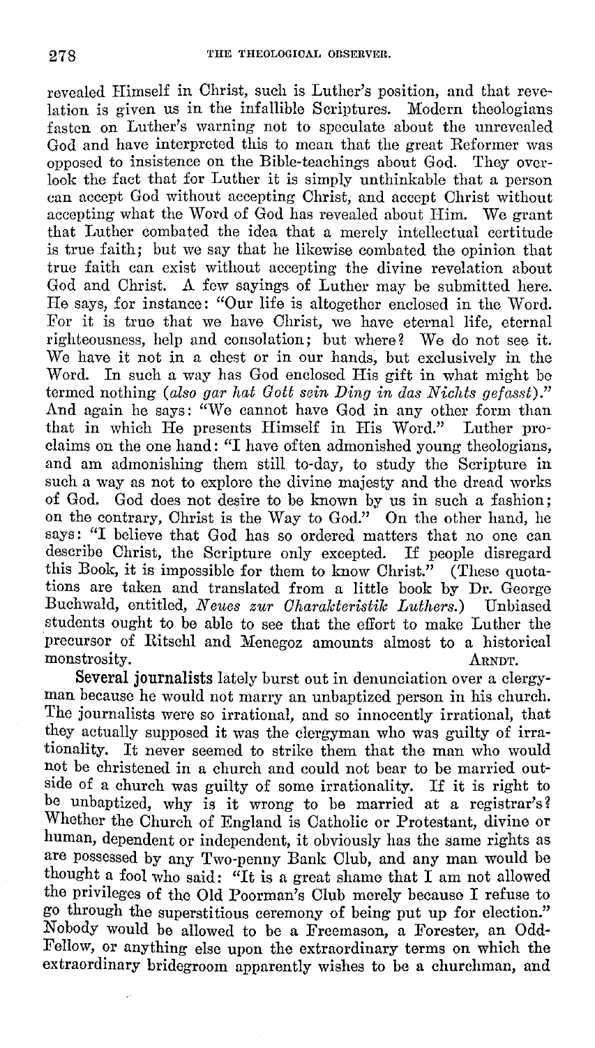revealed Himself in Christ, such is Luther's position, and that revelation is given us in the infallible Scriptures. Modern theologians fasten on Luther's warning not to speculate about the unrevealed God and have interpreted this to mean that the great Reformer was opposed to insistence on the Bible-teachings about God. They overlook the fact that for Luther it is simply unthinkable that a person can accept God without accepting Christ, and accept Christ without accepting what the Word of God has revealed about Him. We grant that Luther combated the idea that a merely intellectual certitude is true faith; but we say that he likewise combated the opinion that true faith can exist without accepting the divine revelation about God and Christ. A few sayings of Luther may be submitted here. He says, for instance: "Our life is altogether enclosed in the Word. For it is true that we have Christ, we have eternal life, eternal righteousness, help and consolation; but where? We do not see it. We have it not in a chest or in our hands, but exclusively in the Word. In such a way has God enclosed His gift in what might be termed nothing (*also gar hat Gott sein Ding in das Nichts gefasst*)." And again he says: "We cannot have God in any other form than that in which He presents Himself in His Word." Luther proclaims on the one hand: "I have often admonished young theologians, and am admonishing them still to-day, to study the Scripture in such a way as not to explore the divine majesty and the dread works of God. God does not desire to be known by us in such a fashion; on the contrary, Christ is the Way to God." On the other hand, he says: "I believe that God has so ordered matters that no one can describe Christ, the Scripture only excepted. If people disregard this Book, it is impossible for them to know Christ." (These quotations are taken and translated from a little book by Dr. George Buchwald, entitled, *Neues zur Charakteristik Luthers.*) Unbiased students ought to be able to see that the effort to make Luther the precursor of Ritschl and Menegoz amounts almost to a historical monstrosity.

ARNDT.

**Several journalists** lately burst out in denunciation over a clergyman because he would not marry an unbaptized person in his church. The journalists were so irrational, and so innocently irrational, that they actually supposed it was the clergyman who was guilty of irrationality. It never seemed to strike them that the man who would not be christened in a church and could not bear to be married outside of a church was guilty of some irrationality. If it is right to be unbaptized, why is it wrong to be married at a registrar's? Whether the Church of England is Catholic or Protestant, divine or human, dependent or independent, it obviously has the same rights as are possessed by any Two-penny Bank Club, and any man would be thought a fool who said: "It is a great shame that I am not allowed the privileges of the Old Poorman's Club merely because I refuse to go through the superstitious ceremony of being put up for election." Nobody would be allowed to be a Freemason, a Forester, an Odd-Fellow, or anything else upon the extraordinary terms on which the extraordinary bridegroom apparently wishes to be a churchman, and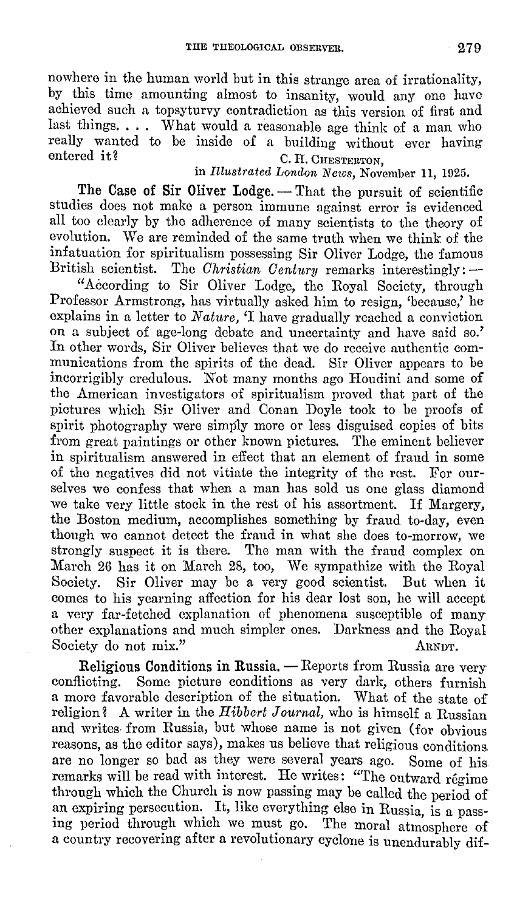nowhere in the human world but in this strange area of irrationality, by this time amounting almost to insanity, would any one have achieved such a topsyturvy contradiction as this version of first and last things. . . . What would a reasonable age think of a man who really wanted to be inside of a building without ever having entered it?

C. H. CHESTERTON,
in *Illustrated London News*, November 11, 1925.

**The Case of Sir Oliver Lodge.** — That the pursuit of scientific studies does not make a person immune against error is evidenced all too clearly by the adherence of many scientists to the theory of evolution. We are reminded of the same truth when we think of the infatuation for spiritualism possessing Sir Oliver Lodge, the famous British scientist. The *Christian Century* remarks interestingly: —

"According to Sir Oliver Lodge, the Royal Society, through Professor Armstrong, has virtually asked him to resign, 'because,' he explains in a letter to *Nature*, 'I have gradually reached a conviction on a subject of age-long debate and uncertainty and have said so.' In other words, Sir Oliver believes that we do receive authentic communications from the spirits of the dead. Sir Oliver appears to be incorrigibly credulous. Not many months ago Houdini and some of the American investigators of spiritualism proved that part of the pictures which Sir Oliver and Conan Doyle took to be proofs of spirit photography were simply more or less disguised copies of bits from great paintings or other known pictures. The eminent believer in spiritualism answered in effect that an element of fraud in some of the negatives did not vitiate the integrity of the rest. For ourselves we confess that when a man has sold us one glass diamond we take very little stock in the rest of his assortment. If Margery, the Boston medium, accomplishes something by fraud to-day, even though we cannot detect the fraud in what she does to-morrow, we strongly suspect it is there. The man with the fraud complex on March 26 has it on March 28, too. We sympathize with the Royal Society. Sir Oliver may be a very good scientist. But when it comes to his yearning affection for his dear lost son, he will accept a very far-fetched explanation of phenomena susceptible of many other explanations and much simpler ones. Darkness and the Royal Society do not mix."

ARNDT.

**Religious Conditions in Russia.** — Reports from Russia are very conflicting. Some picture conditions as very dark, others furnish a more favorable description of the situation. What of the state of religion? A writer in the *Hibbert Journal*, who is himself a Russian and writes from Russia, but whose name is not given (for obvious reasons, as the editor says), makes us believe that religious conditions are no longer so bad as they were several years ago. Some of his remarks will be read with interest. He writes: "The outward régime through which the Church is now passing may be called the period of an expiring persecution. It, like everything else in Russia, is a passing period through which we must go. The moral atmosphere of a country recovering after a revolutionary cyclone is unendurably dif-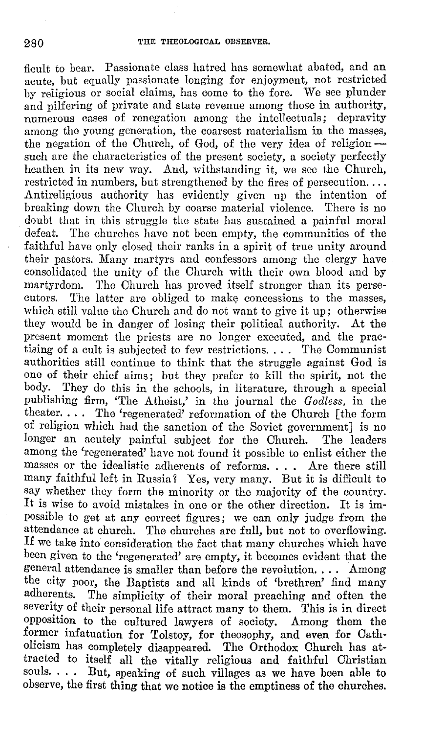ficult to bear. Passionate class hatred has somewhat abated, and an acute, but equally passionate longing for enjoyment, not restricted by religious or social claims, has come to the fore. We see plunder and pilfering of private and state revenue among those in authority, numerous cases of renegation among the intellectuals; depravity among the young generation, the coarsest materialism in the masses, the negation of the Church, of God, of the very idea of religion — such are the characteristics of the present society, a society perfectly heathen in its new way. And, withstanding it, we see the Church, restricted in numbers, but strengthened by the fires of persecution.... Antireligious authority has evidently given up the intention of breaking down the Church by coarse material violence. There is no doubt that in this struggle the state has sustained a painful moral defeat. The churches have not been empty, the communities of the faithful have only closed their ranks in a spirit of true unity around their pastors. Many martyrs and confessors among the clergy have consolidated the unity of the Church with their own blood and by martyrdom. The Church has proved itself stronger than its persecutors. The latter are obliged to make concessions to the masses, which still value the Church and do not want to give it up; otherwise they would be in danger of losing their political authority. At the present moment the priests are no longer executed, and the practising of a cult is subjected to few restrictions. . . . The Communist authorities still continue to think that the struggle against God is one of their chief aims; but they prefer to kill the spirit, not the body. They do this in the schools, in literature, through a special publishing firm, 'The Atheist,' in the journal the *Godless*, in the theater. . . . The 'regenerated' reformation of the Church [the form of religion which had the sanction of the Soviet government] is no longer an acutely painful subject for the Church. The leaders among the 'regenerated' have not found it possible to enlist either the masses or the idealistic adherents of reforms. . . . Are there still many faithful left in Russia? Yes, very many. But it is difficult to say whether they form the minority or the majority of the country. It is wise to avoid mistakes in one or the other direction. It is impossible to get at any correct figures; we can only judge from the attendance at church. The churches are full, but not to overflowing. If we take into consideration the fact that many churches which have been given to the 'regenerated' are empty, it becomes evident that the general attendance is smaller than before the revolution. . . . Among the city poor, the Baptists and all kinds of 'brethren' find many adherents. The simplicity of their moral preaching and often the severity of their personal life attract many to them. This is in direct opposition to the cultured lawyers of society. Among them the former infatuation for Tolstoy, for theosophy, and even for Catholicism has completely disappeared. The Orthodox Church has attracted to itself all the vitally religious and faithful Christian souls. . . . But, speaking of such villages as we have been able to observe, the first thing that we notice is the emptiness of the churches.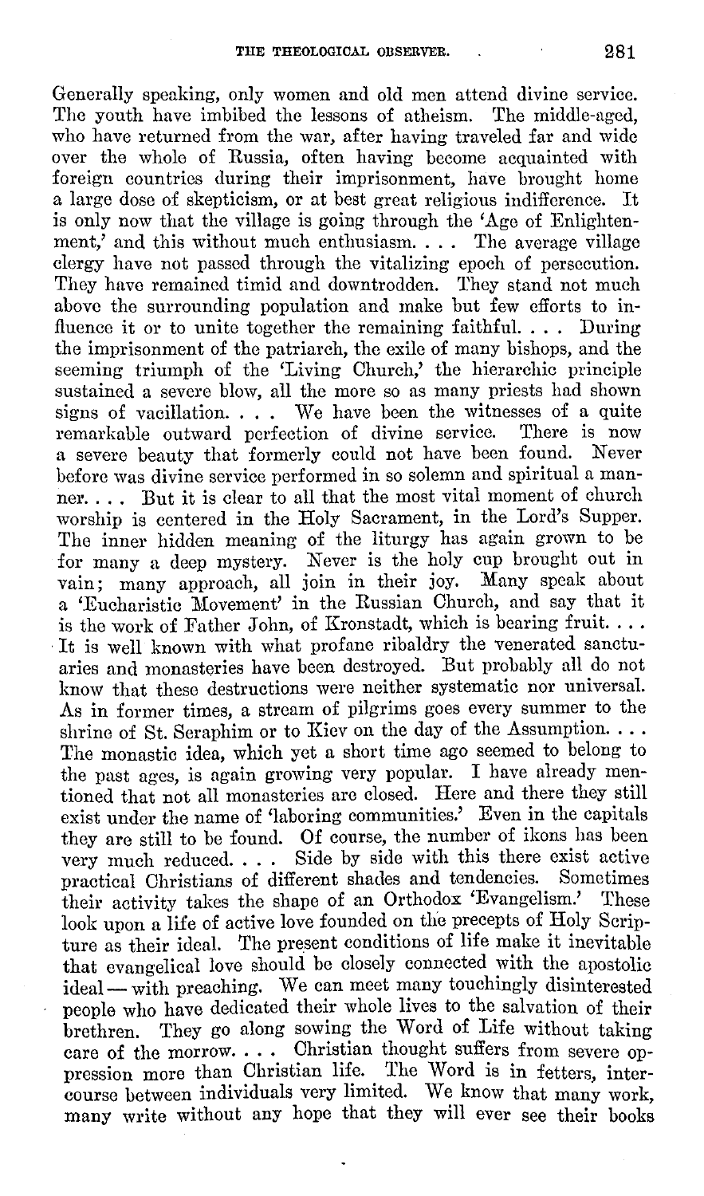Generally speaking, only women and old men attend divine service. The youth have imbibed the lessons of atheism. The middle-aged, who have returned from the war, after having traveled far and wide over the whole of Russia, often having become acquainted with foreign countries during their imprisonment, have brought home a large dose of skepticism, or at best great religious indifference. It is only now that the village is going through the 'Age of Enlightenment,' and this without much enthusiasm. . . . The average village clergy have not passed through the vitalizing epoch of persecution. They have remained timid and downtrodden. They stand not much above the surrounding population and make but few efforts to influence it or to unite together the remaining faithful. . . . During the imprisonment of the patriarch, the exile of many bishops, and the seeming triumph of the 'Living Church,' the hierarchic principle sustained a severe blow, all the more so as many priests had shown signs of vacillation. . . . We have been the witnesses of a quite remarkable outward perfection of divine service. There is now a severe beauty that formerly could not have been found. Never before was divine service performed in so solemn and spiritual a manner. . . . But it is clear to all that the most vital moment of church worship is centered in the Holy Sacrament, in the Lord's Supper. The inner hidden meaning of the liturgy has again grown to be for many a deep mystery. Never is the holy cup brought out in vain; many approach, all join in their joy. Many speak about a 'Eucharistic Movement' in the Russian Church, and say that it is the work of Father John, of Kronstadt, which is bearing fruit. . . . It is well known with what profane ribaldry the venerated sanctuaries and monasteries have been destroyed. But probably all do not know that these destructions were neither systematic nor universal. As in former times, a stream of pilgrims goes every summer to the shrine of St. Seraphim or to Kiev on the day of the Assumption. . . . The monastic idea, which yet a short time ago seemed to belong to the past ages, is again growing very popular. I have already mentioned that not all monasteries are closed. Here and there they still exist under the name of 'laboring communities.' Even in the capitals they are still to be found. Of course, the number of ikons has been very much reduced. . . . Side by side with this there exist active practical Christians of different shades and tendencies. Sometimes their activity takes the shape of an Orthodox 'Evangelism.' These look upon a life of active love founded on the precepts of Holy Scripture as their ideal. The present conditions of life make it inevitable that evangelical love should be closely connected with the apostolic ideal — with preaching. We can meet many touchingly disinterested people who have dedicated their whole lives to the salvation of their brethren. They go along sowing the Word of Life without taking care of the morrow. . . . Christian thought suffers from severe oppression more than Christian life. The Word is in fetters, intercourse between individuals very limited. We know that many work, many write without any hope that they will ever see their books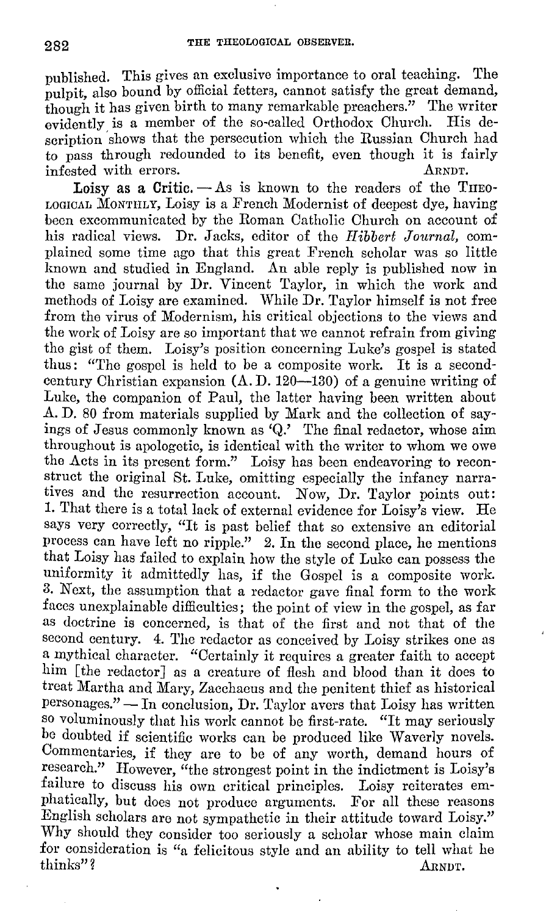published. This gives an exclusive importance to oral teaching. The pulpit, also bound by official fetters, cannot satisfy the great demand, though it has given birth to many remarkable preachers." The writer evidently is a member of the so-called Orthodox Church. His description shows that the persecution which the Russian Church had to pass through redounded to its benefit, even though it is fairly infested with errors. ARNDT.

**Loisy as a Critic.** — As is known to the readers of the THEOLOGICAL MONTHLY, Loisy is a French Modernist of deepest dye, having been excommunicated by the Roman Catholic Church on account of his radical views. Dr. Jacks, editor of the *Hibbert Journal*, complained some time ago that this great French scholar was so little known and studied in England. An able reply is published now in the same journal by Dr. Vincent Taylor, in which the work and methods of Loisy are examined. While Dr. Taylor himself is not free from the virus of Modernism, his critical objections to the views and the work of Loisy are so important that we cannot refrain from giving the gist of them. Loisy's position concerning Luke's gospel is stated thus: "The gospel is held to be a composite work. It is a second-century Christian expansion (A. D. 120—130) of a genuine writing of Luke, the companion of Paul, the latter having been written about A. D. 80 from materials supplied by Mark and the collection of sayings of Jesus commonly known as 'Q.' The final redactor, whose aim throughout is apologetic, is identical with the writer to whom we owe the Acts in its present form." Loisy has been endeavoring to reconstruct the original St. Luke, omitting especially the infancy narratives and the resurrection account. Now, Dr. Taylor points out: 1. That there is a total lack of external evidence for Loisy's view. He says very correctly, "It is past belief that so extensive an editorial process can have left no ripple." 2. In the second place, he mentions that Loisy has failed to explain how the style of Luke can possess the uniformity it admittedly has, if the Gospel is a composite work. 3. Next, the assumption that a redactor gave final form to the work faces unexplainable difficulties; the point of view in the gospel, as far as doctrine is concerned, is that of the first and not that of the second century. 4. The redactor as conceived by Loisy strikes one as a mythical character. "Certainly it requires a greater faith to accept him [the redactor] as a creature of flesh and blood than it does to treat Martha and Mary, Zacchaeus and the penitent thief as historical personages." — In conclusion, Dr. Taylor avers that Loisy has written so voluminously that his work cannot be first-rate. "It may seriously be doubted if scientific works can be produced like Waverly novels. Commentaries, if they are to be of any worth, demand hours of research." However, "the strongest point in the indictment is Loisy's failure to discuss his own critical principles. Loisy reiterates emphatically, but does not produce arguments. For all these reasons English scholars are not sympathetic in their attitude toward Loisy." Why should they consider too seriously a scholar whose main claim for consideration is "a felicitous style and an ability to tell what he thinks"? ARNDT.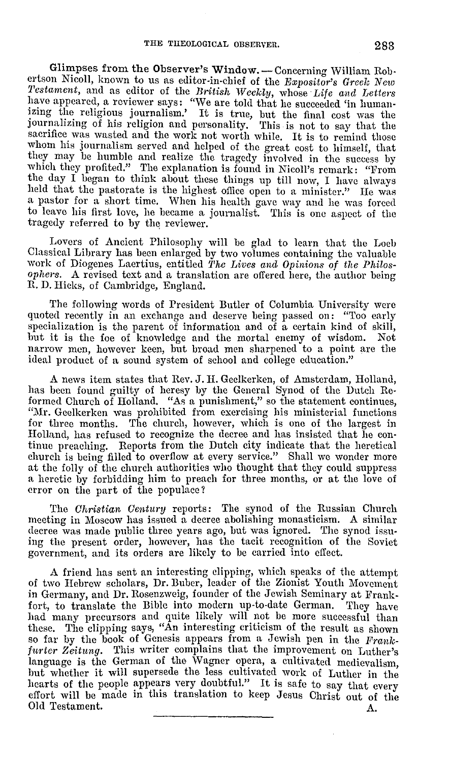**Glimpses from the Observer's Window.** — Concerning William Robertson Nicoll, known to us as editor-in-chief of the *Expositor's Greek New Testament*, and as editor of the *British Weekly*, whose *Life and Letters* have appeared, a reviewer says: "We are told that he succeeded 'in humanizing the religious journalism.' It is true, but the final cost was the journalizing of his religion and personality. This is not to say that the sacrifice was wasted and the work not worth while. It is to remind those whom his journalism served and helped of the great cost to himself, that they may be humble and realize the tragedy involved in the success by which they profited." The explanation is found in Nicoll's remark: "From the day I began to think about these things up till now, I have always held that the pastorate is the highest office open to a minister." He was a pastor for a short time. When his health gave way and he was forced to leave his first love, he became a journalist. This is one aspect of the tragedy referred to by the reviewer.

Lovers of Ancient Philosophy will be glad to learn that the Loeb Classical Library has been enlarged by two volumes containing the valuable work of Diogenes Laertius, entitled *The Lives and Opinions of the Philosophers*. A revised text and a translation are offered here, the author being R. D. Hicks, of Cambridge, England.

The following words of President Butler of Columbia University were quoted recently in an exchange and deserve being passed on: "Too early specialization is the parent of information and of a certain kind of skill, but it is the foe of knowledge and the mortal enemy of wisdom. Not narrow men, however keen, but broad men sharpened to a point are the ideal product of a sound system of school and college education."

A news item states that Rev. J. H. Geelkerken, of Amsterdam, Holland, has been found guilty of heresy by the General Synod of the Dutch Reformed Church of Holland. "As a punishment," so the statement continues, "Mr. Geelkerken was prohibited from exercising his ministerial functions for three months. The church, however, which is one of the largest in Holland, has refused to recognize the decree and has insisted that he continue preaching. Reports from the Dutch city indicate that the heretical church is being filled to overflow at every service." Shall we wonder more at the folly of the church authorities who thought that they could suppress a heretic by forbidding him to preach for three months, or at the love of error on the part of the populace?

The *Christian Century* reports: The synod of the Russian Church meeting in Moscow has issued a decree abolishing monasticism. A similar decree was made public three years ago, but was ignored. The synod issuing the present order, however, has the tacit recognition of the Soviet government, and its orders are likely to be carried into effect.

A friend has sent an interesting clipping, which speaks of the attempt of two Hebrew scholars, Dr. Buber, leader of the Zionist Youth Movement in Germany, and Dr. Rosenzweig, founder of the Jewish Seminary at Frankfort, to translate the Bible into modern up-to-date German. They have had many precursors and quite likely will not be more successful than these. The clipping says, "An interesting criticism of the result as shown so far by the book of Genesis appears from a Jewish pen in the *Frankfurter Zeitung*. This writer complains that the improvement on Luther's language is the German of the Wagner opera, a cultivated medievalism, but whether it will supersede the less cultivated work of Luther in the hearts of the people appears very doubtful." It is safe to say that every effort will be made in this translation to keep Jesus Christ out of the Old Testament.

A.

---